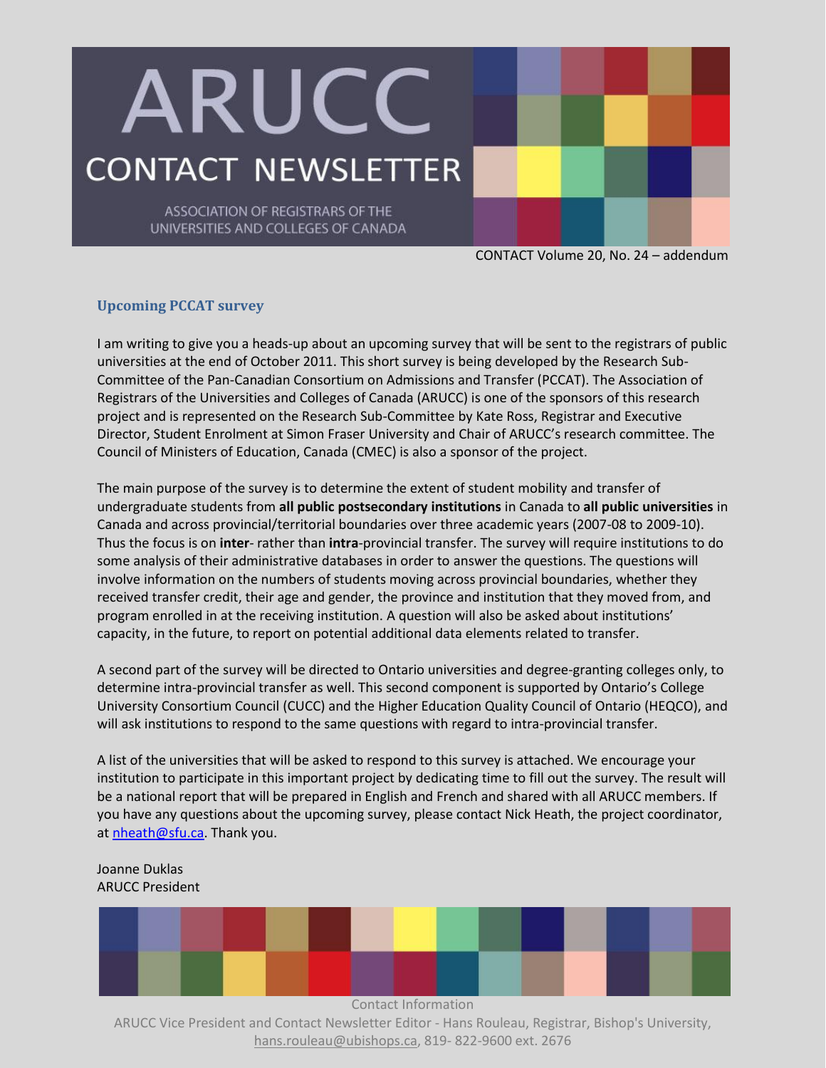# ARUCC

## CONTACT NEWSLETTER

ASSOCIATION OF REGISTRARS OF THE UNIVERSITIES AND COLLEGES OF CANADA

CONTACT Volume 20, No. 24 – addendum

### Upcoming PCCAT survey

I am writing to give you a heads-up about an upcoming survey that will be sent to the registrars of public universities at the end of October 2011. This short survey is being developed by the Research Sub-Committee of the Pan-Canadian Consortium on Admissions and Transfer (PCCAT). The Association of Registrars of the Universities and Colleges of Canada (ARUCC) is one of the sponsors of this research project and is represented on the Research Sub-Committee by Kate Ross, Registrar and Executive Director, Student Enrolment at Simon Fraser University and Chair of ARUCC's research committee. The Council of Ministers of Education, Canada (CMEC) is also a sponsor of the project.

The main purpose of the survey is to determine the extent of student mobility and transfer of undergraduate students from **all public postsecondary institutions** in Canada to **all public universities** in Canada and across provincial/territorial boundaries over three academic years (2007-08 to 2009-10). Thus the focus is on **inter**- rather than **intra**-provincial transfer. The survey will require institutions to do some analysis of their administrative databases in order to answer the questions. The questions will involve information on the numbers of students moving across provincial boundaries, whether they received transfer credit, their age and gender, the province and institution that they moved from, and program enrolled in at the receiving institution. A question will also be asked about institutions' capacity, in the future, to report on potential additional data elements related to transfer.

A second part of the survey will be directed to Ontario universities and degree-granting colleges only, to determine intra-provincial transfer as well. This second component is supported by Ontario's College University Consortium Council (CUCC) and the Higher Education Quality Council of Ontario (HEQCO), and will ask institutions to respond to the same questions with regard to intra-provincial transfer.

A list of the universities that will be asked to respond to this survey is attached. We encourage your institution to participate in this important project by dedicating time to fill out the survey. The result will be a national report that will be prepared in English and French and shared with all ARUCC members. If you have any questions about the upcoming survey, please contact Nick Heath, the project coordinator, at nheath@sfu.ca. Thank you.

Joanne Duklas
ARUCC President

Contact Information
ARUCC Vice President and Contact Newsletter Editor - Hans Rouleau, Registrar, Bishop's University, hans.rouleau@ubishops.ca, 819- 822-9600 ext. 2676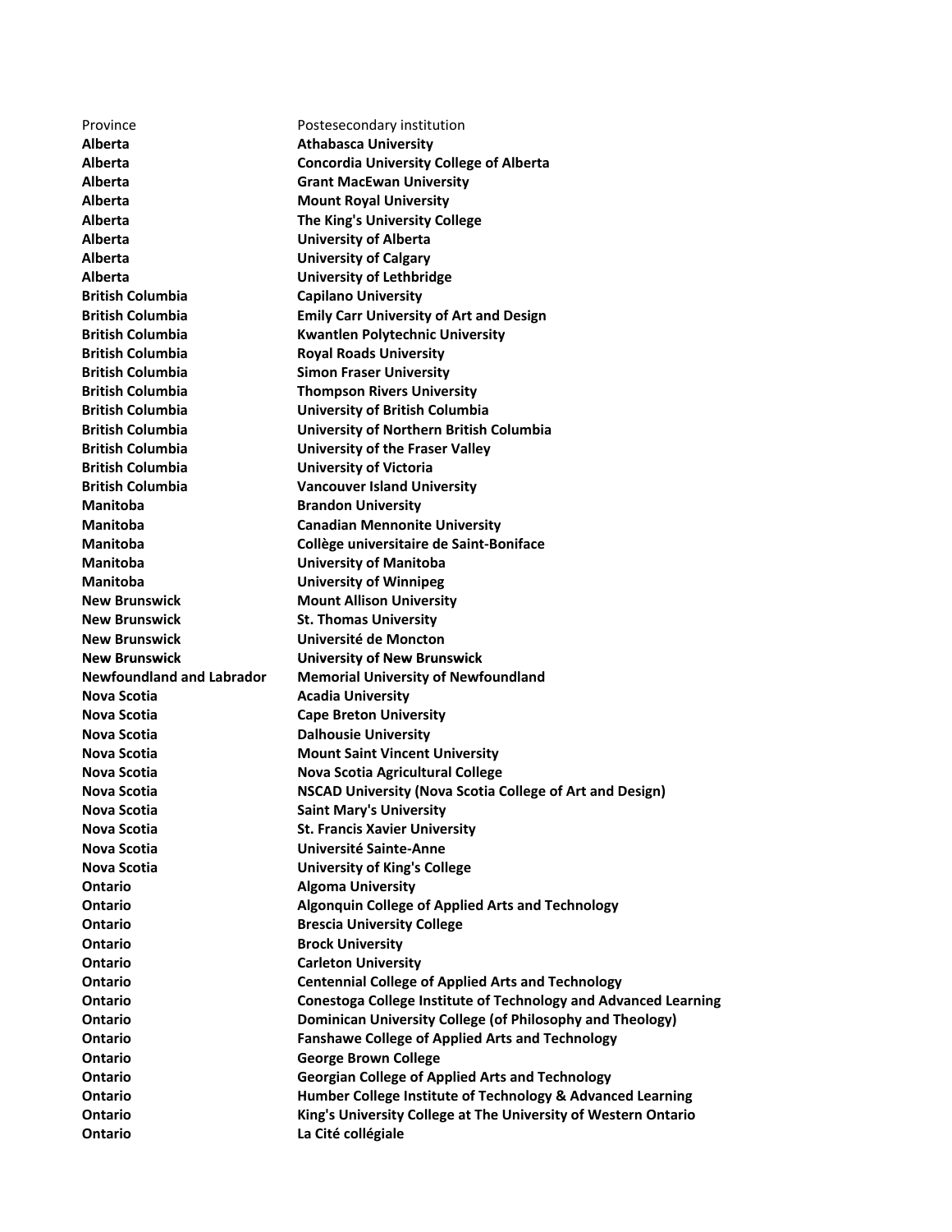| Province | Postesecondary institution |
|---|---|
| **Alberta** | **Athabasca University** |
| **Alberta** | **Concordia University College of Alberta** |
| **Alberta** | **Grant MacEwan University** |
| **Alberta** | **Mount Royal University** |
| **Alberta** | **The King's University College** |
| **Alberta** | **University of Alberta** |
| **Alberta** | **University of Calgary** |
| **Alberta** | **University of Lethbridge** |
| **British Columbia** | **Capilano University** |
| **British Columbia** | **Emily Carr University of Art and Design** |
| **British Columbia** | **Kwantlen Polytechnic University** |
| **British Columbia** | **Royal Roads University** |
| **British Columbia** | **Simon Fraser University** |
| **British Columbia** | **Thompson Rivers University** |
| **British Columbia** | **University of British Columbia** |
| **British Columbia** | **University of Northern British Columbia** |
| **British Columbia** | **University of the Fraser Valley** |
| **British Columbia** | **University of Victoria** |
| **British Columbia** | **Vancouver Island University** |
| **Manitoba** | **Brandon University** |
| **Manitoba** | **Canadian Mennonite University** |
| **Manitoba** | **Collège universitaire de Saint-Boniface** |
| **Manitoba** | **University of Manitoba** |
| **Manitoba** | **University of Winnipeg** |
| **New Brunswick** | **Mount Allison University** |
| **New Brunswick** | **St. Thomas University** |
| **New Brunswick** | **Université de Moncton** |
| **New Brunswick** | **University of New Brunswick** |
| **Newfoundland and Labrador** | **Memorial University of Newfoundland** |
| **Nova Scotia** | **Acadia University** |
| **Nova Scotia** | **Cape Breton University** |
| **Nova Scotia** | **Dalhousie University** |
| **Nova Scotia** | **Mount Saint Vincent University** |
| **Nova Scotia** | **Nova Scotia Agricultural College** |
| **Nova Scotia** | **NSCAD University (Nova Scotia College of Art and Design)** |
| **Nova Scotia** | **Saint Mary's University** |
| **Nova Scotia** | **St. Francis Xavier University** |
| **Nova Scotia** | **Université Sainte-Anne** |
| **Nova Scotia** | **University of King's College** |
| **Ontario** | **Algoma University** |
| **Ontario** | **Algonquin College of Applied Arts and Technology** |
| **Ontario** | **Brescia University College** |
| **Ontario** | **Brock University** |
| **Ontario** | **Carleton University** |
| **Ontario** | **Centennial College of Applied Arts and Technology** |
| **Ontario** | **Conestoga College Institute of Technology and Advanced Learning** |
| **Ontario** | **Dominican University College (of Philosophy and Theology)** |
| **Ontario** | **Fanshawe College of Applied Arts and Technology** |
| **Ontario** | **George Brown College** |
| **Ontario** | **Georgian College of Applied Arts and Technology** |
| **Ontario** | **Humber College Institute of Technology & Advanced Learning** |
| **Ontario** | **King's University College at The University of Western Ontario** |
| **Ontario** | **La Cité collégiale** |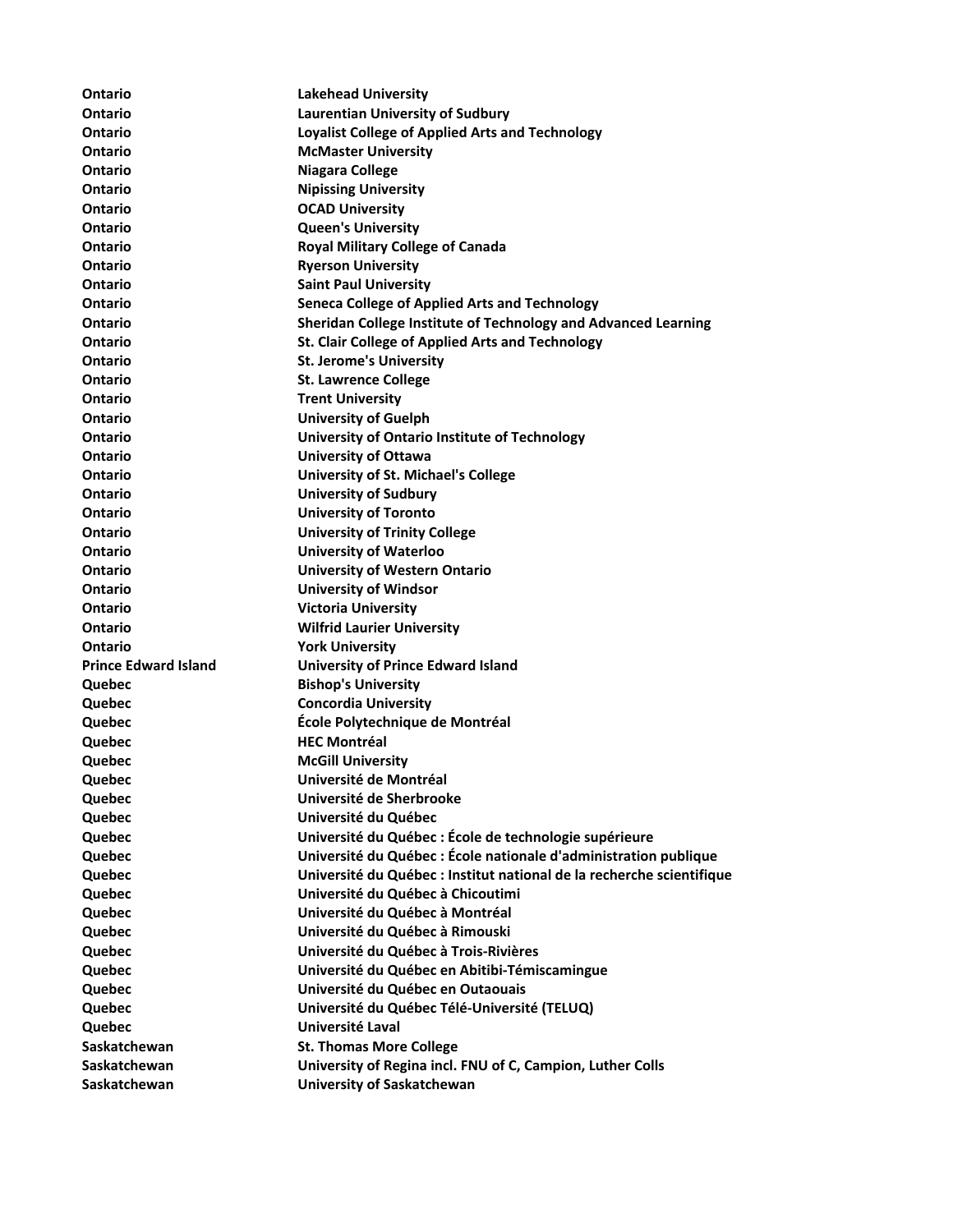| | |
|---|---|
| **Ontario** | **Lakehead University** |
| **Ontario** | **Laurentian University of Sudbury** |
| **Ontario** | **Loyalist College of Applied Arts and Technology** |
| **Ontario** | **McMaster University** |
| **Ontario** | **Niagara College** |
| **Ontario** | **Nipissing University** |
| **Ontario** | **OCAD University** |
| **Ontario** | **Queen's University** |
| **Ontario** | **Royal Military College of Canada** |
| **Ontario** | **Ryerson University** |
| **Ontario** | **Saint Paul University** |
| **Ontario** | **Seneca College of Applied Arts and Technology** |
| **Ontario** | **Sheridan College Institute of Technology and Advanced Learning** |
| **Ontario** | **St. Clair College of Applied Arts and Technology** |
| **Ontario** | **St. Jerome's University** |
| **Ontario** | **St. Lawrence College** |
| **Ontario** | **Trent University** |
| **Ontario** | **University of Guelph** |
| **Ontario** | **University of Ontario Institute of Technology** |
| **Ontario** | **University of Ottawa** |
| **Ontario** | **University of St. Michael's College** |
| **Ontario** | **University of Sudbury** |
| **Ontario** | **University of Toronto** |
| **Ontario** | **University of Trinity College** |
| **Ontario** | **University of Waterloo** |
| **Ontario** | **University of Western Ontario** |
| **Ontario** | **University of Windsor** |
| **Ontario** | **Victoria University** |
| **Ontario** | **Wilfrid Laurier University** |
| **Ontario** | **York University** |
| **Prince Edward Island** | **University of Prince Edward Island** |
| **Quebec** | **Bishop's University** |
| **Quebec** | **Concordia University** |
| **Quebec** | **École Polytechnique de Montréal** |
| **Quebec** | **HEC Montréal** |
| **Quebec** | **McGill University** |
| **Quebec** | **Université de Montréal** |
| **Quebec** | **Université de Sherbrooke** |
| **Quebec** | **Université du Québec** |
| **Quebec** | **Université du Québec : École de technologie supérieure** |
| **Quebec** | **Université du Québec : École nationale d'administration publique** |
| **Quebec** | **Université du Québec : Institut national de la recherche scientifique** |
| **Quebec** | **Université du Québec à Chicoutimi** |
| **Quebec** | **Université du Québec à Montréal** |
| **Quebec** | **Université du Québec à Rimouski** |
| **Quebec** | **Université du Québec à Trois-Rivières** |
| **Quebec** | **Université du Québec en Abitibi-Témiscamingue** |
| **Quebec** | **Université du Québec en Outaouais** |
| **Quebec** | **Université du Québec Télé-Université (TELUQ)** |
| **Quebec** | **Université Laval** |
| **Saskatchewan** | **St. Thomas More College** |
| **Saskatchewan** | **University of Regina incl. FNU of C, Campion, Luther Colls** |
| **Saskatchewan** | **University of Saskatchewan** |